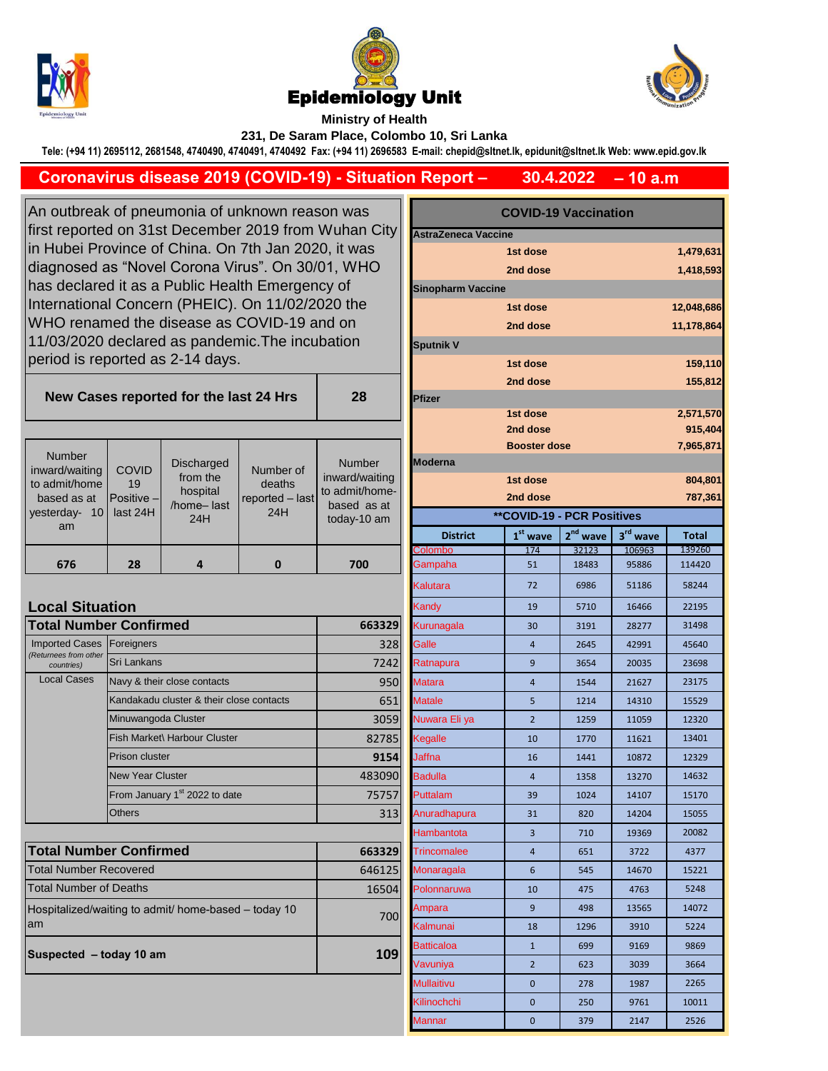# Epidemiology Unit

**Ministry of Health**

**231, De Saram Place, Colombo 10, Sri Lanka**

**Tele: (+94 11) 2695112, 2681548, 4740490, 4740491, 4740492 Fax: (+94 11) 2696583 E-mail: chepid@sltnet.lk, epidunit@sltnet.lk Web: www.epid.gov.lk**

## Coronavirus disease 2019 (COVID-19) - Situation Report – 30.4.2022 – 10 a.m

An outbreak of pneumonia of unknown reason was first reported on 31st December 2019 from Wuhan City in Hubei Province of China. On 7th Jan 2020, it was diagnosed as "Novel Corona Virus". On 30/01, WHO has declared it as a Public Health Emergency of International Concern (PHEIC). On 11/02/2020 the WHO renamed the disease as COVID-19 and on 11/03/2020 declared as pandemic.The incubation period is reported as 2-14 days.

| New Cases reported for the last 24 Hrs | 28 |
|---|---|

| Number inward/waiting to admit/home based as at yesterday- 10 am | COVID 19 Positive – last 24H | Discharged from the hospital /home– last 24H | Number of deaths reported – last 24H | Number inward/waiting to admit/home-based as at today-10 am |
|---|---|---|---|---|
| 676 | 28 | 4 | 0 | 700 |

### Local Situation

| **Total Number Confirmed** | | 663329 |
|---|---|---|
| Imported Cases (Returnees from other countries) | Foreigners | 328 |
| | Sri Lankans | 7242 |
| Local Cases | Navy & their close contacts | 950 |
| | Kandakadu cluster & their close contacts | 651 |
| | Minuwangoda Cluster | 3059 |
| | Fish Market\ Harbour Cluster | 82785 |
| | Prison cluster | 9154 |
| | New Year Cluster | 483090 |
| | From January 1st 2022 to date | 75757 |
| | Others | 313 |

| **Total Number Confirmed** | 663329 |
|---|---|
| Total Number Recovered | 646125 |
| Total Number of Deaths | 16504 |
| Hospitalized/waiting to admit/ home-based – today 10 am | 700 |
| **Suspected – today 10 am** | **109** |

### COVID-19 Vaccination

| Vaccine | Dose | Number |
|---|---|---|
| **AstraZeneca Vaccine** | | |
| | 1st dose | 1,479,631 |
| | 2nd dose | 1,418,593 |
| **Sinopharm Vaccine** | | |
| | 1st dose | 12,048,686 |
| | 2nd dose | 11,178,864 |
| **Sputnik V** | | |
| | 1st dose | 159,110 |
| | 2nd dose | 155,812 |
| **Pfizer** | | |
| | 1st dose | 2,571,570 |
| | 2nd dose | 915,404 |
| | Booster dose | 7,965,871 |
| **Moderna** | | |
| | 1st dose | 804,801 |
| | 2nd dose | 787,361 |

### **COVID-19 - PCR Positives

| District | 1st wave | 2nd wave | 3rd wave | Total |
|---|---|---|---|---|
| Colombo | 174 | 32123 | 106963 | 139260 |
| Gampaha | 51 | 18483 | 95886 | 114420 |
| Kalutara | 72 | 6986 | 51186 | 58244 |
| Kandy | 19 | 5710 | 16466 | 22195 |
| Kurunagala | 30 | 3191 | 28277 | 31498 |
| Galle | 4 | 2645 | 42991 | 45640 |
| Ratnapura | 9 | 3654 | 20035 | 23698 |
| Matara | 4 | 1544 | 21627 | 23175 |
| Matale | 5 | 1214 | 14310 | 15529 |
| Nuwara Eli ya | 2 | 1259 | 11059 | 12320 |
| Kegalle | 10 | 1770 | 11621 | 13401 |
| Jaffna | 16 | 1441 | 10872 | 12329 |
| Badulla | 4 | 1358 | 13270 | 14632 |
| Puttalam | 39 | 1024 | 14107 | 15170 |
| Anuradhapura | 31 | 820 | 14204 | 15055 |
| Hambantota | 3 | 710 | 19369 | 20082 |
| Trincomalee | 4 | 651 | 3722 | 4377 |
| Monaragala | 6 | 545 | 14670 | 15221 |
| Polonnaruwa | 10 | 475 | 4763 | 5248 |
| Ampara | 9 | 498 | 13565 | 14072 |
| Kalmunai | 18 | 1296 | 3910 | 5224 |
| Batticaloa | 1 | 699 | 9169 | 9869 |
| Vavuniya | 2 | 623 | 3039 | 3664 |
| Mullaitivu | 0 | 278 | 1987 | 2265 |
| Kilinochchi | 0 | 250 | 9761 | 10011 |
| Mannar | 0 | 379 | 2147 | 2526 |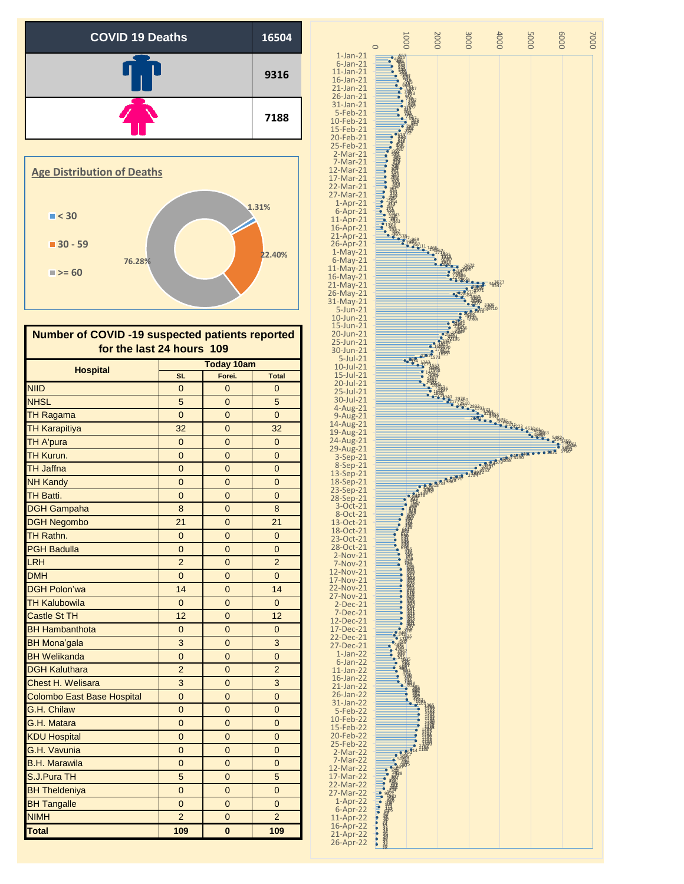| COVID 19 Deaths | 16504 |
| --- | --- |
| Male | 9316 |
| Female | 7188 |

## Age Distribution of Deaths

< 30

30 - 59

>= 60

1.31%

22.40%

76.28%

## Number of COVID -19 suspected patients reported for the last 24 hours 109

| Hospital | Today 10am | | |
| --- | --- | --- | --- |
| | SL | Forei. | Total |
| NIID | 0 | 0 | 0 |
| NHSL | 5 | 0 | 5 |
| TH Ragama | 0 | 0 | 0 |
| TH Karapitiya | 32 | 0 | 32 |
| TH A'pura | 0 | 0 | 0 |
| TH Kurun. | 0 | 0 | 0 |
| TH Jaffna | 0 | 0 | 0 |
| NH Kandy | 0 | 0 | 0 |
| TH Batti. | 0 | 0 | 0 |
| DGH Gampaha | 8 | 0 | 8 |
| DGH Negombo | 21 | 0 | 21 |
| TH Rathn. | 0 | 0 | 0 |
| PGH Badulla | 0 | 0 | 0 |
| LRH | 2 | 0 | 2 |
| DMH | 0 | 0 | 0 |
| DGH Polon'wa | 14 | 0 | 14 |
| TH Kalubowila | 0 | 0 | 0 |
| Castle St TH | 12 | 0 | 12 |
| BH Hambanthota | 0 | 0 | 0 |
| BH Mona'gala | 3 | 0 | 3 |
| BH Welikanda | 0 | 0 | 0 |
| DGH Kaluthara | 2 | 0 | 2 |
| Chest H. Welisara | 3 | 0 | 3 |
| Colombo East Base Hospital | 0 | 0 | 0 |
| G.H. Chilaw | 0 | 0 | 0 |
| G.H. Matara | 0 | 0 | 0 |
| KDU Hospital | 0 | 0 | 0 |
| G.H. Vavunia | 0 | 0 | 0 |
| B.H. Marawila | 0 | 0 | 0 |
| S.J.Pura TH | 5 | 0 | 5 |
| BH Theldeniya | 0 | 0 | 0 |
| BH Tangalle | 0 | 0 | 0 |
| NIMH | 2 | 0 | 2 |
| **Total** | **109** | **0** | **109** |

0 1000 2000 3000 4000 5000 6000 7000

1-Jan-21, 6-Jan-21, 11-Jan-21, 16-Jan-21, 21-Jan-21, 26-Jan-21, 31-Jan-21, 5-Feb-21, 10-Feb-21, 15-Feb-21, 20-Feb-21, 25-Feb-21, 2-Mar-21, 7-Mar-21, 12-Mar-21, 17-Mar-21, 22-Mar-21, 27-Mar-21, 1-Apr-21, 6-Apr-21, 11-Apr-21, 16-Apr-21, 21-Apr-21, 26-Apr-21, 1-May-21, 6-May-21, 11-May-21, 16-May-21, 21-May-21, 26-May-21, 31-May-21, 5-Jun-21, 10-Jun-21, 15-Jun-21, 20-Jun-21, 25-Jun-21, 30-Jun-21, 5-Jul-21, 10-Jul-21, 15-Jul-21, 20-Jul-21, 25-Jul-21, 30-Jul-21, 4-Aug-21, 9-Aug-21, 14-Aug-21, 19-Aug-21, 24-Aug-21, 29-Aug-21, 3-Sep-21, 8-Sep-21, 13-Sep-21, 18-Sep-21, 23-Sep-21, 28-Sep-21, 3-Oct-21, 8-Oct-21, 13-Oct-21, 18-Oct-21, 23-Oct-21, 28-Oct-21, 2-Nov-21, 7-Nov-21, 12-Nov-21, 17-Nov-21, 22-Nov-21, 27-Nov-21, 2-Dec-21, 7-Dec-21, 12-Dec-21, 17-Dec-21, 22-Dec-21, 27-Dec-21, 1-Jan-22, 6-Jan-22, 11-Jan-22, 16-Jan-22, 21-Jan-22, 26-Jan-22, 31-Jan-22, 5-Feb-22, 10-Feb-22, 15-Feb-22, 20-Feb-22, 25-Feb-22, 2-Mar-22, 7-Mar-22, 12-Mar-22, 17-Mar-22, 22-Mar-22, 27-Mar-22, 1-Apr-22, 6-Apr-22, 11-Apr-22, 16-Apr-22, 21-Apr-22, 26-Apr-22